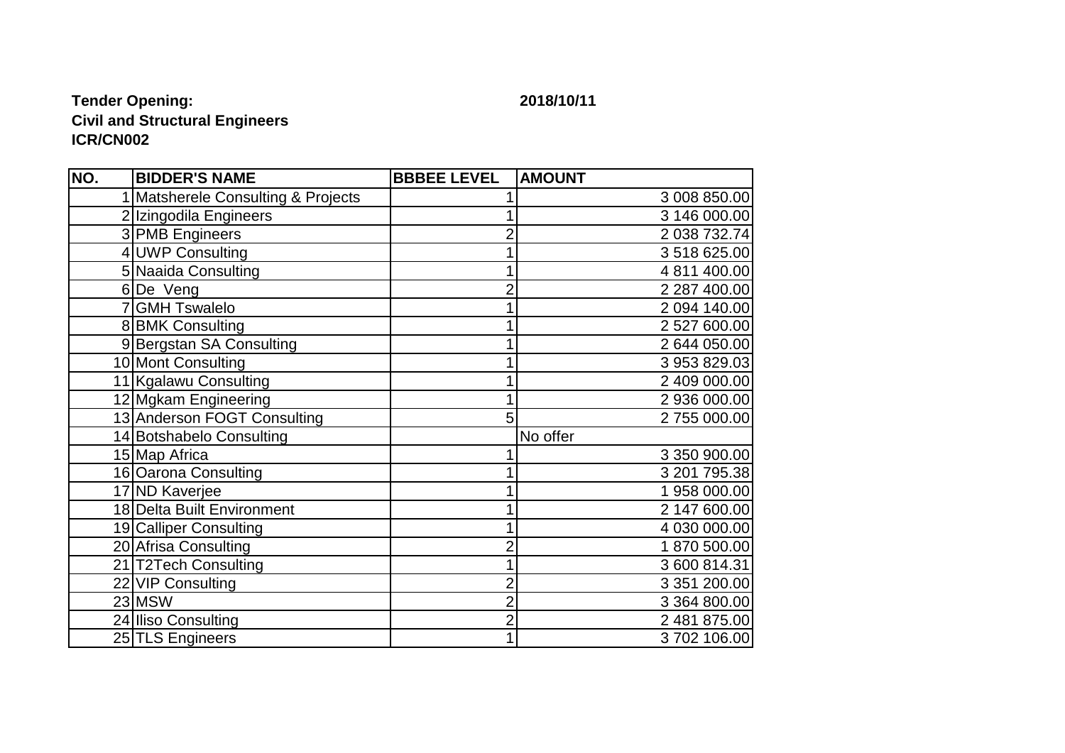**Tender Opening:** **2018/10/11**

**Civil and Structural Engineers**

**ICR/CN002**

| NO. | BIDDER'S NAME | BBBEE LEVEL | AMOUNT |
|---|---|---|---|
| 1 | Matsherele Consulting & Projects | 1 | 3 008 850.00 |
| 2 | Izingodila Engineers | 1 | 3 146 000.00 |
| 3 | PMB Engineers | 2 | 2 038 732.74 |
| 4 | UWP Consulting | 1 | 3 518 625.00 |
| 5 | Naaida Consulting | 1 | 4 811 400.00 |
| 6 | De Veng | 2 | 2 287 400.00 |
| 7 | GMH Tswalelo | 1 | 2 094 140.00 |
| 8 | BMK Consulting | 1 | 2 527 600.00 |
| 9 | Bergstan SA Consulting | 1 | 2 644 050.00 |
| 10 | Mont Consulting | 1 | 3 953 829.03 |
| 11 | Kgalawu Consulting | 1 | 2 409 000.00 |
| 12 | Mgkam Engineering | 1 | 2 936 000.00 |
| 13 | Anderson FOGT Consulting | 5 | 2 755 000.00 |
| 14 | Botshabelo Consulting | | No offer |
| 15 | Map Africa | 1 | 3 350 900.00 |
| 16 | Oarona Consulting | 1 | 3 201 795.38 |
| 17 | ND Kaverjee | 1 | 1 958 000.00 |
| 18 | Delta Built Environment | 1 | 2 147 600.00 |
| 19 | Calliper Consulting | 1 | 4 030 000.00 |
| 20 | Afrisa Consulting | 2 | 1 870 500.00 |
| 21 | T2Tech Consulting | 1 | 3 600 814.31 |
| 22 | VIP Consulting | 2 | 3 351 200.00 |
| 23 | MSW | 2 | 3 364 800.00 |
| 24 | Iliso Consulting | 2 | 2 481 875.00 |
| 25 | TLS Engineers | 1 | 3 702 106.00 |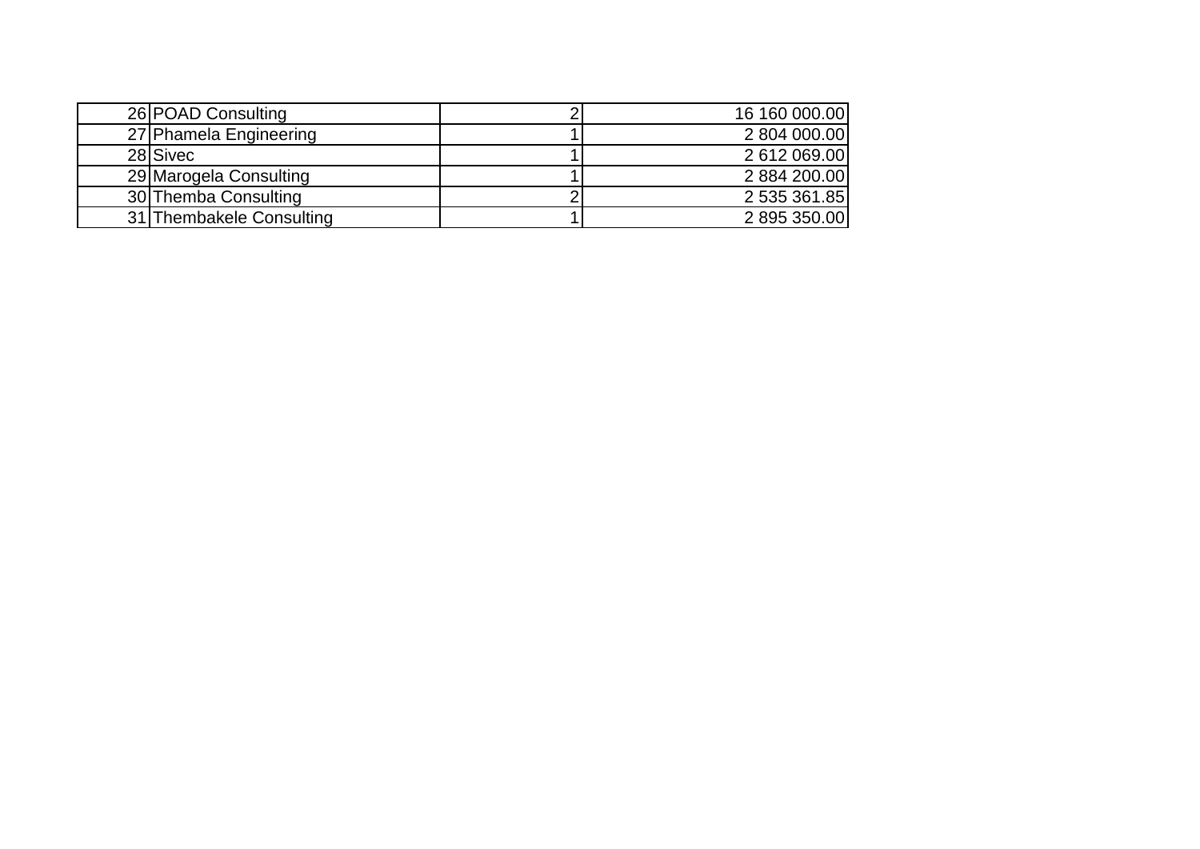| | | | |
|---|---|---|---|
| 26 | POAD Consulting | 2 | 16 160 000.00 |
| 27 | Phamela Engineering | 1 | 2 804 000.00 |
| 28 | Sivec | 1 | 2 612 069.00 |
| 29 | Marogela Consulting | 1 | 2 884 200.00 |
| 30 | Themba Consulting | 2 | 2 535 361.85 |
| 31 | Thembakele Consulting | 1 | 2 895 350.00 |